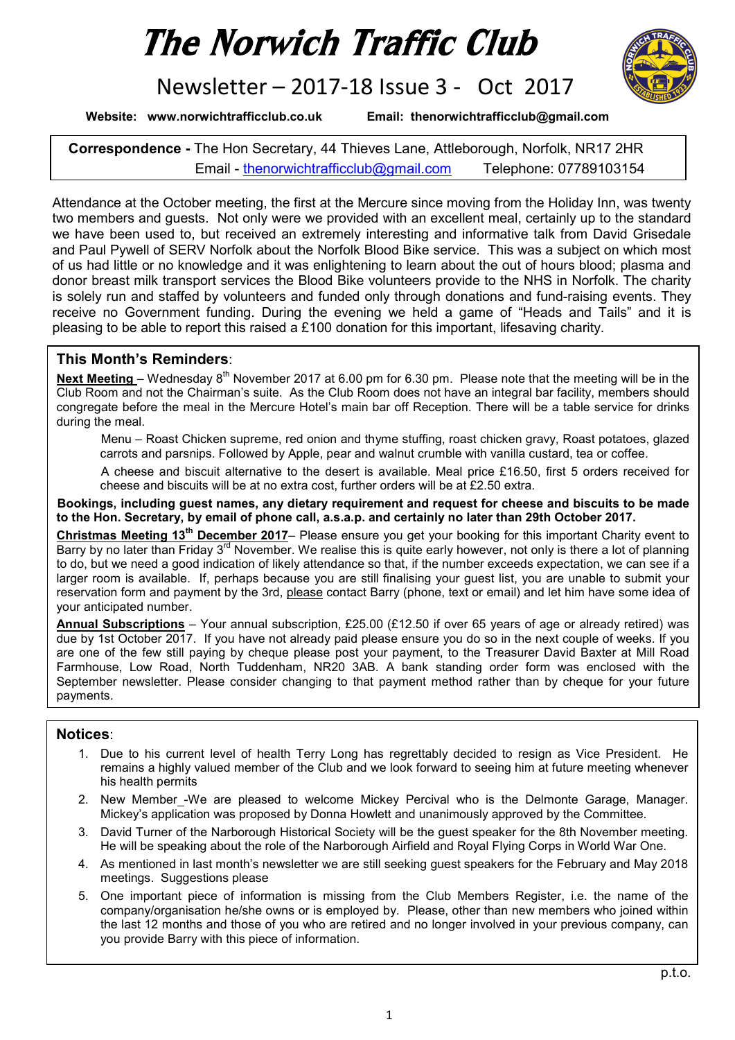# The Norwich Traffic Club

## Newsletter – 2017-18 Issue 3 - Oct 2017

**Website: www.norwichtrafficclub.co.uk** **Email: thenorwichtrafficclub@gmail.com**

**Correspondence -** The Hon Secretary, 44 Thieves Lane, Attleborough, Norfolk, NR17 2HR
Email - thenorwichtrafficclub@gmail.com Telephone: 07789103154

Attendance at the October meeting, the first at the Mercure since moving from the Holiday Inn, was twenty two members and guests. Not only were we provided with an excellent meal, certainly up to the standard we have been used to, but received an extremely interesting and informative talk from David Grisedale and Paul Pywell of SERV Norfolk about the Norfolk Blood Bike service. This was a subject on which most of us had little or no knowledge and it was enlightening to learn about the out of hours blood; plasma and donor breast milk transport services the Blood Bike volunteers provide to the NHS in Norfolk. The charity is solely run and staffed by volunteers and funded only through donations and fund-raising events. They receive no Government funding. During the evening we held a game of "Heads and Tails" and it is pleasing to be able to report this raised a £100 donation for this important, lifesaving charity.

### This Month's Reminders:

**Next Meeting** – Wednesday 8th November 2017 at 6.00 pm for 6.30 pm. Please note that the meeting will be in the Club Room and not the Chairman's suite. As the Club Room does not have an integral bar facility, members should congregate before the meal in the Mercure Hotel's main bar off Reception. There will be a table service for drinks during the meal.

Menu – Roast Chicken supreme, red onion and thyme stuffing, roast chicken gravy, Roast potatoes, glazed carrots and parsnips. Followed by Apple, pear and walnut crumble with vanilla custard, tea or coffee.

A cheese and biscuit alternative to the desert is available. Meal price £16.50, first 5 orders received for cheese and biscuits will be at no extra cost, further orders will be at £2.50 extra.

**Bookings, including guest names, any dietary requirement and request for cheese and biscuits to be made to the Hon. Secretary, by email of phone call, a.s.a.p. and certainly no later than 29th October 2017.**

**Christmas Meeting 13th December 2017**– Please ensure you get your booking for this important Charity event to Barry by no later than Friday 3rd November. We realise this is quite early however, not only is there a lot of planning to do, but we need a good indication of likely attendance so that, if the number exceeds expectation, we can see if a larger room is available. If, perhaps because you are still finalising your guest list, you are unable to submit your reservation form and payment by the 3rd, please contact Barry (phone, text or email) and let him have some idea of your anticipated number.

**Annual Subscriptions** – Your annual subscription, £25.00 (£12.50 if over 65 years of age or already retired) was due by 1st October 2017. If you have not already paid please ensure you do so in the next couple of weeks. If you are one of the few still paying by cheque please post your payment, to the Treasurer David Baxter at Mill Road Farmhouse, Low Road, North Tuddenham, NR20 3AB. A bank standing order form was enclosed with the September newsletter. Please consider changing to that payment method rather than by cheque for your future payments.

### Notices:

1. Due to his current level of health Terry Long has regrettably decided to resign as Vice President. He remains a highly valued member of the Club and we look forward to seeing him at future meeting whenever his health permits
2. New Member -We are pleased to welcome Mickey Percival who is the Delmonte Garage, Manager. Mickey's application was proposed by Donna Howlett and unanimously approved by the Committee.
3. David Turner of the Narborough Historical Society will be the guest speaker for the 8th November meeting. He will be speaking about the role of the Narborough Airfield and Royal Flying Corps in World War One.
4. As mentioned in last month's newsletter we are still seeking guest speakers for the February and May 2018 meetings. Suggestions please
5. One important piece of information is missing from the Club Members Register, i.e. the name of the company/organisation he/she owns or is employed by. Please, other than new members who joined within the last 12 months and those of you who are retired and no longer involved in your previous company, can you provide Barry with this piece of information.

p.t.o.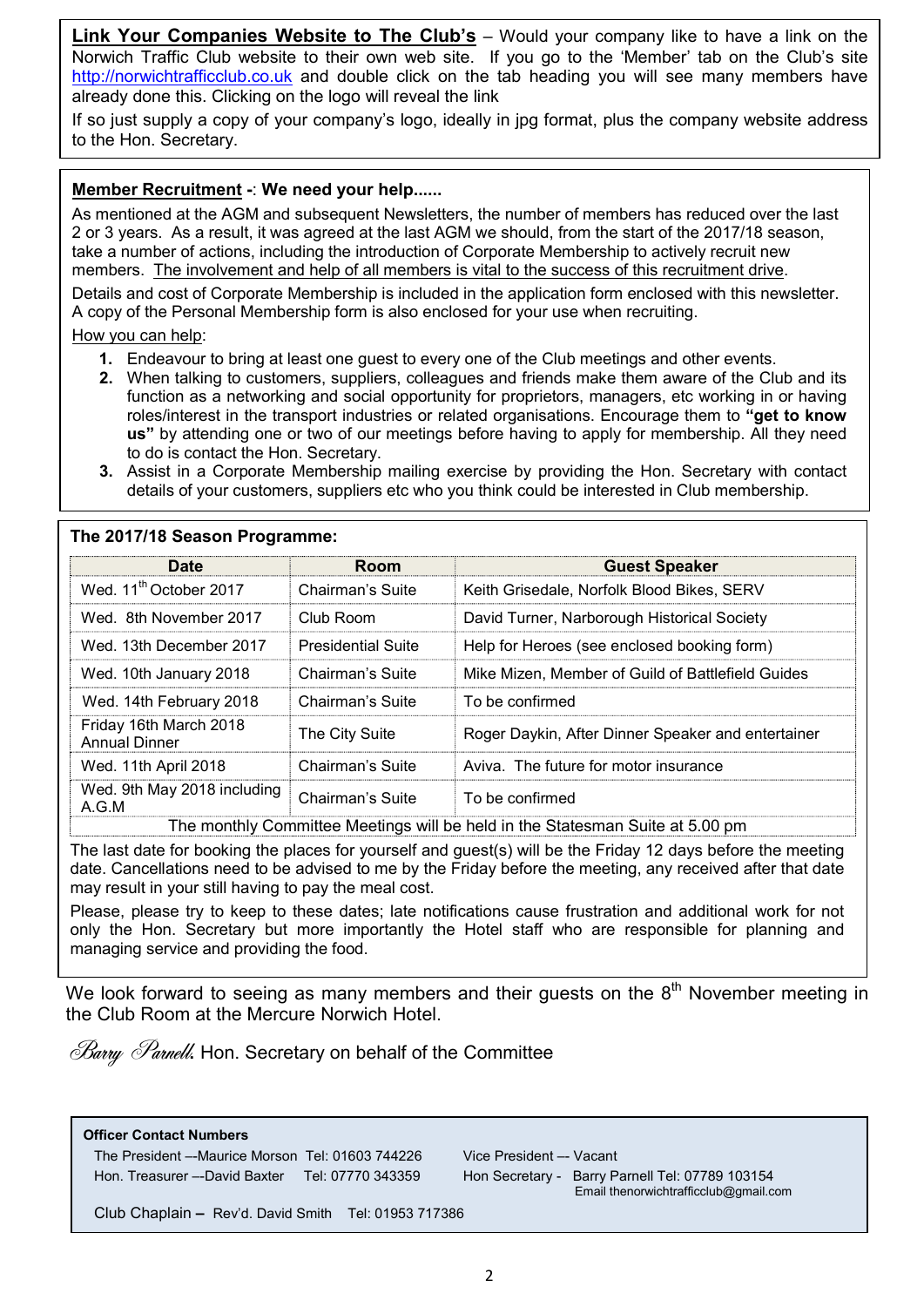**Link Your Companies Website to The Club's** – Would your company like to have a link on the Norwich Traffic Club website to their own web site. If you go to the 'Member' tab on the Club's site http://norwichtrafficclub.co.uk and double click on the tab heading you will see many members have already done this. Clicking on the logo will reveal the link

If so just supply a copy of your company's logo, ideally in jpg format, plus the company website address to the Hon. Secretary.

**Member Recruitment -**: **We need your help......**

As mentioned at the AGM and subsequent Newsletters, the number of members has reduced over the last 2 or 3 years. As a result, it was agreed at the last AGM we should, from the start of the 2017/18 season, take a number of actions, including the introduction of Corporate Membership to actively recruit new members. The involvement and help of all members is vital to the success of this recruitment drive.

Details and cost of Corporate Membership is included in the application form enclosed with this newsletter. A copy of the Personal Membership form is also enclosed for your use when recruiting.

How you can help:

1. Endeavour to bring at least one guest to every one of the Club meetings and other events.
2. When talking to customers, suppliers, colleagues and friends make them aware of the Club and its function as a networking and social opportunity for proprietors, managers, etc working in or having roles/interest in the transport industries or related organisations. Encourage them to **"get to know us"** by attending one or two of our meetings before having to apply for membership. All they need to do is contact the Hon. Secretary.
3. Assist in a Corporate Membership mailing exercise by providing the Hon. Secretary with contact details of your customers, suppliers etc who you think could be interested in Club membership.

**The 2017/18 Season Programme:**

| Date | Room | Guest Speaker |
|---|---|---|
| Wed. 11th October 2017 | Chairman's Suite | Keith Grisedale, Norfolk Blood Bikes, SERV |
| Wed. 8th November 2017 | Club Room | David Turner, Narborough Historical Society |
| Wed. 13th December 2017 | Presidential Suite | Help for Heroes (see enclosed booking form) |
| Wed. 10th January 2018 | Chairman's Suite | Mike Mizen, Member of Guild of Battlefield Guides |
| Wed. 14th February 2018 | Chairman's Suite | To be confirmed |
| Friday 16th March 2018 Annual Dinner | The City Suite | Roger Daykin, After Dinner Speaker and entertainer |
| Wed. 11th April 2018 | Chairman's Suite | Aviva. The future for motor insurance |
| Wed. 9th May 2018 including A.G.M | Chairman's Suite | To be confirmed |
| The monthly Committee Meetings will be held in the Statesman Suite at 5.00 pm | | |

The last date for booking the places for yourself and guest(s) will be the Friday 12 days before the meeting date. Cancellations need to be advised to me by the Friday before the meeting, any received after that date may result in your still having to pay the meal cost.

Please, please try to keep to these dates; late notifications cause frustration and additional work for not only the Hon. Secretary but more importantly the Hotel staff who are responsible for planning and managing service and providing the food.

We look forward to seeing as many members and their guests on the 8th November meeting in the Club Room at the Mercure Norwich Hotel.

*Barry Parnell.* Hon. Secretary on behalf of the Committee

**Officer Contact Numbers**

The President –-Maurice Morson Tel: 01603 744226

Hon. Treasurer –-David Baxter Tel: 07770 343359

Vice President –- Vacant

Hon Secretary - Barry Parnell Tel: 07789 103154
Email thenorwichtrafficclub@gmail.com

Club Chaplain – Rev'd. David Smith Tel: 01953 717386